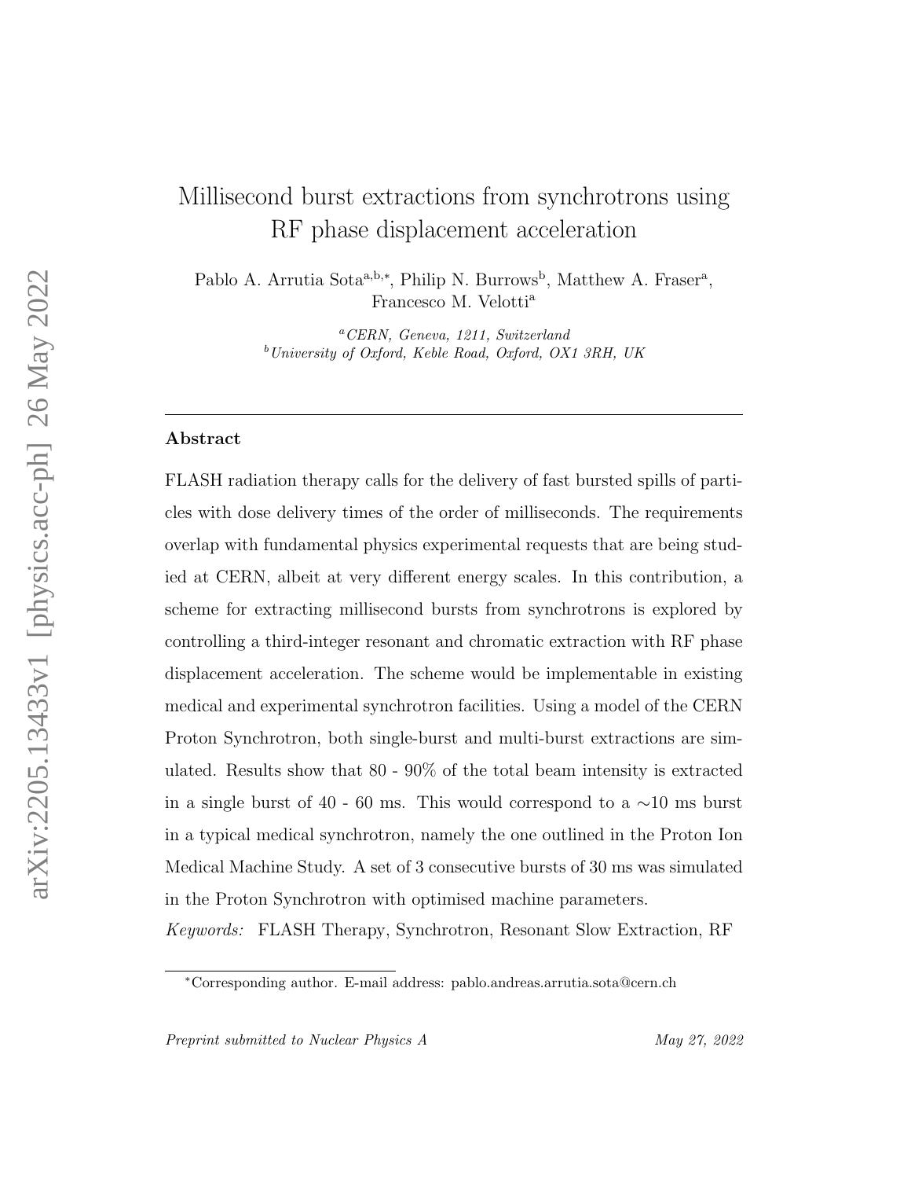# Millisecond burst extractions from synchrotrons using RF phase displacement acceleration

Pablo A. Arrutia Sota[a,b,*], Philip N. Burrows[b], Matthew A. Fraser[a], Francesco M. Velotti[a]

[a] *CERN, Geneva, 1211, Switzerland*
[b] *University of Oxford, Keble Road, Oxford, OX1 3RH, UK*

---

## Abstract

FLASH radiation therapy calls for the delivery of fast bursted spills of particles with dose delivery times of the order of milliseconds. The requirements overlap with fundamental physics experimental requests that are being studied at CERN, albeit at very different energy scales. In this contribution, a scheme for extracting millisecond bursts from synchrotrons is explored by controlling a third-integer resonant and chromatic extraction with RF phase displacement acceleration. The scheme would be implementable in existing medical and experimental synchrotron facilities. Using a model of the CERN Proton Synchrotron, both single-burst and multi-burst extractions are simulated. Results show that 80 - 90% of the total beam intensity is extracted in a single burst of 40 - 60 ms. This would correspond to a ∼10 ms burst in a typical medical synchrotron, namely the one outlined in the Proton Ion Medical Machine Study. A set of 3 consecutive bursts of 30 ms was simulated in the Proton Synchrotron with optimised machine parameters.

*Keywords:* FLASH Therapy, Synchrotron, Resonant Slow Extraction, RF

---

[*] Corresponding author. E-mail address: pablo.andreas.arrutia.sota@cern.ch

*Preprint submitted to Nuclear Physics A* *May 27, 2022*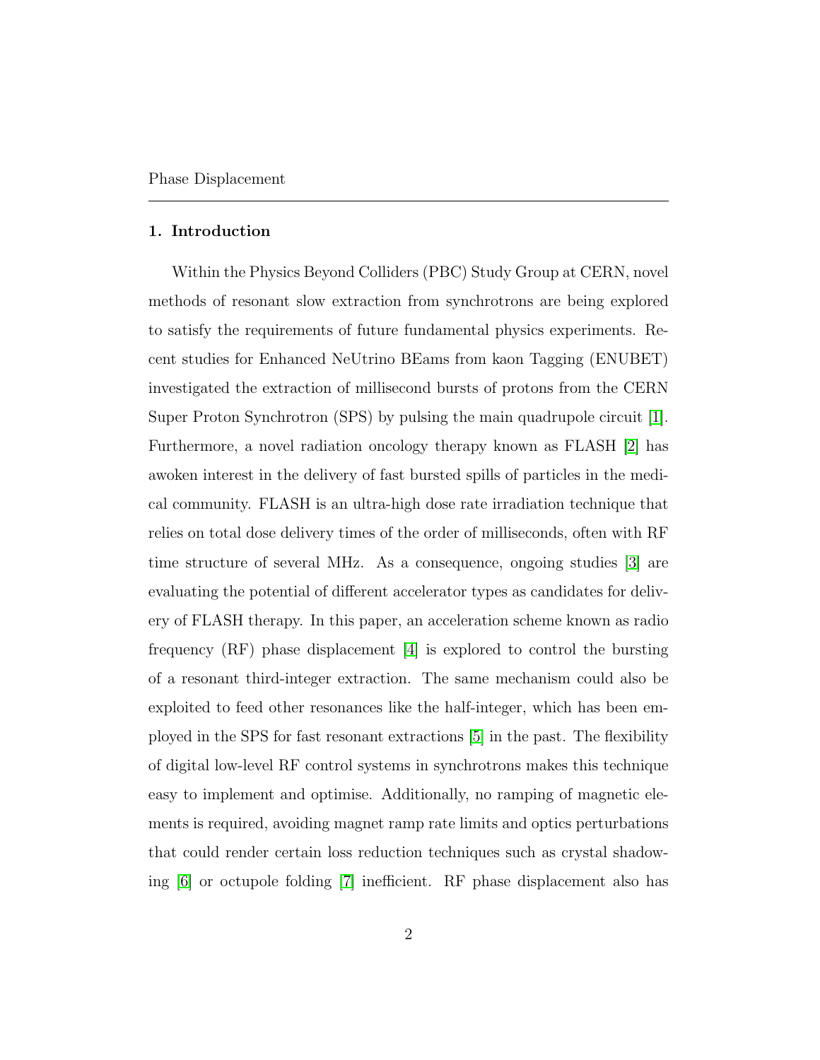## 1. Introduction

Within the Physics Beyond Colliders (PBC) Study Group at CERN, novel methods of resonant slow extraction from synchrotrons are being explored to satisfy the requirements of future fundamental physics experiments. Recent studies for Enhanced NeUtrino BEams from kaon Tagging (ENUBET) investigated the extraction of millisecond bursts of protons from the CERN Super Proton Synchrotron (SPS) by pulsing the main quadrupole circuit [1]. Furthermore, a novel radiation oncology therapy known as FLASH [2] has awoken interest in the delivery of fast bursted spills of particles in the medical community. FLASH is an ultra-high dose rate irradiation technique that relies on total dose delivery times of the order of milliseconds, often with RF time structure of several MHz. As a consequence, ongoing studies [3] are evaluating the potential of different accelerator types as candidates for delivery of FLASH therapy. In this paper, an acceleration scheme known as radio frequency (RF) phase displacement [4] is explored to control the bursting of a resonant third-integer extraction. The same mechanism could also be exploited to feed other resonances like the half-integer, which has been employed in the SPS for fast resonant extractions [5] in the past. The flexibility of digital low-level RF control systems in synchrotrons makes this technique easy to implement and optimise. Additionally, no ramping of magnetic elements is required, avoiding magnet ramp rate limits and optics perturbations that could render certain loss reduction techniques such as crystal shadowing [6] or octupole folding [7] inefficient. RF phase displacement also has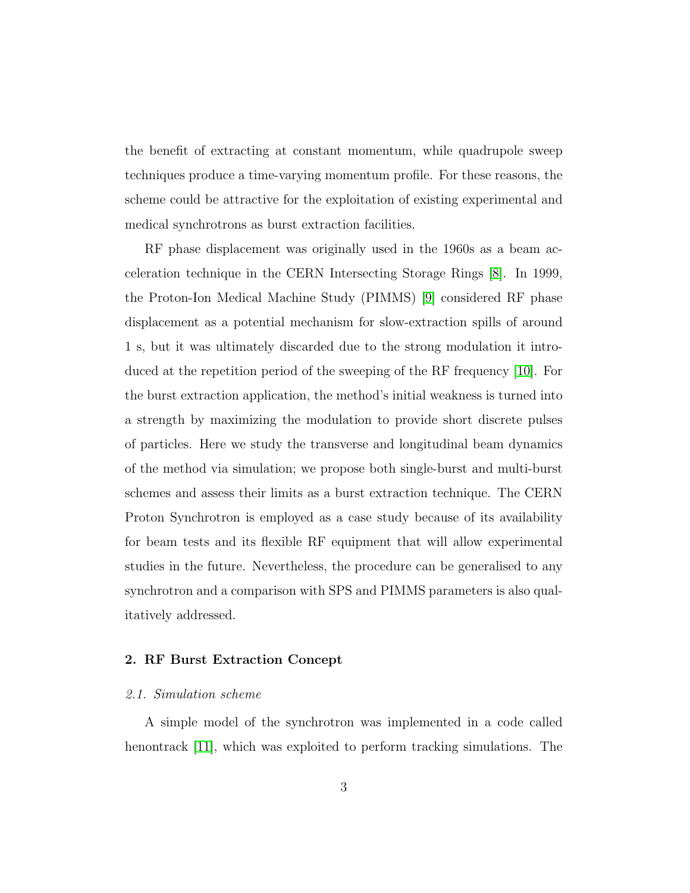the benefit of extracting at constant momentum, while quadrupole sweep techniques produce a time-varying momentum profile. For these reasons, the scheme could be attractive for the exploitation of existing experimental and medical synchrotrons as burst extraction facilities.

RF phase displacement was originally used in the 1960s as a beam acceleration technique in the CERN Intersecting Storage Rings [8]. In 1999, the Proton-Ion Medical Machine Study (PIMMS) [9] considered RF phase displacement as a potential mechanism for slow-extraction spills of around 1 s, but it was ultimately discarded due to the strong modulation it introduced at the repetition period of the sweeping of the RF frequency [10]. For the burst extraction application, the method's initial weakness is turned into a strength by maximizing the modulation to provide short discrete pulses of particles. Here we study the transverse and longitudinal beam dynamics of the method via simulation; we propose both single-burst and multi-burst schemes and assess their limits as a burst extraction technique. The CERN Proton Synchrotron is employed as a case study because of its availability for beam tests and its flexible RF equipment that will allow experimental studies in the future. Nevertheless, the procedure can be generalised to any synchrotron and a comparison with SPS and PIMMS parameters is also qualitatively addressed.

## 2. RF Burst Extraction Concept

### *2.1. Simulation scheme*

A simple model of the synchrotron was implemented in a code called henontrack [11], which was exploited to perform tracking simulations. The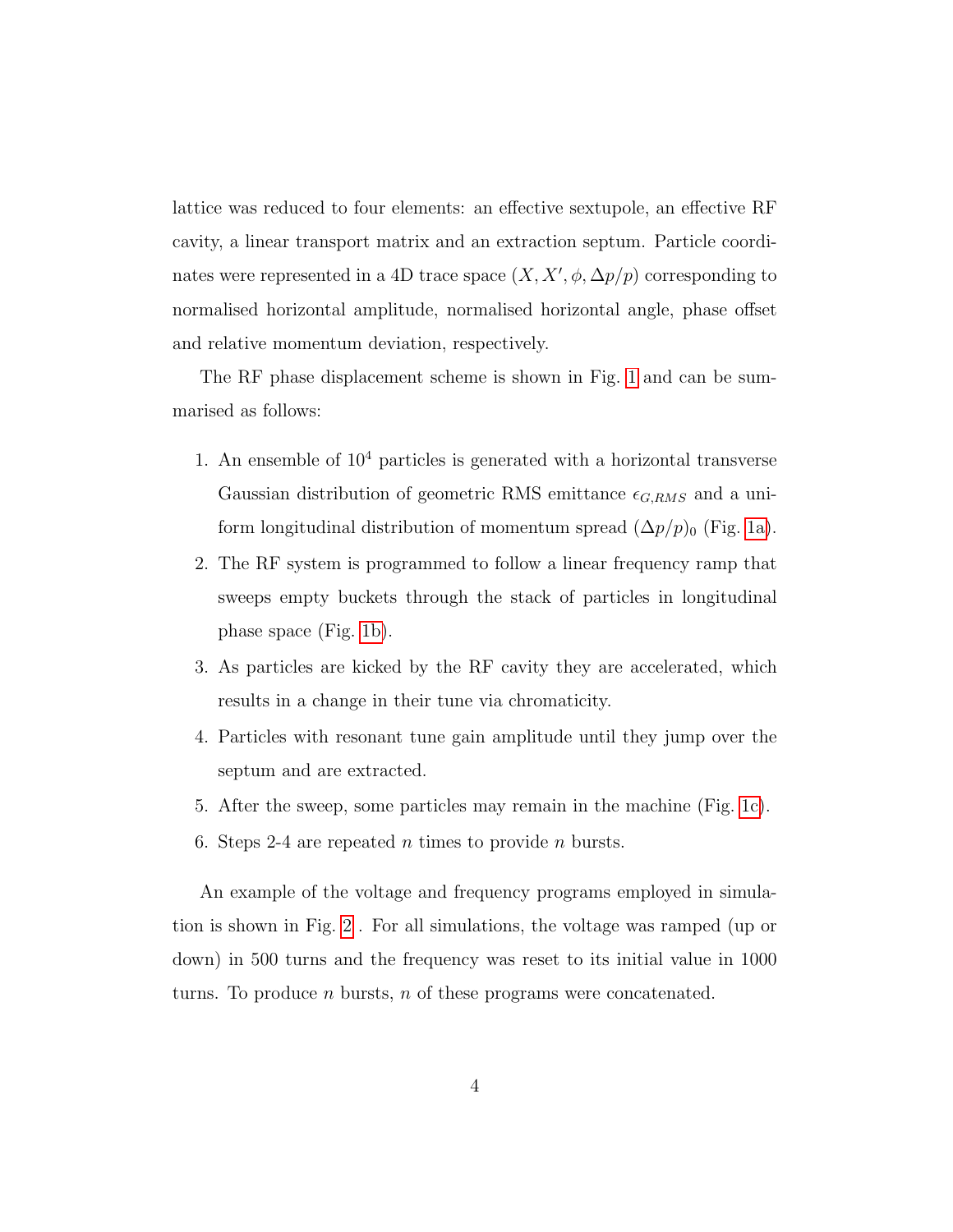lattice was reduced to four elements: an effective sextupole, an effective RF cavity, a linear transport matrix and an extraction septum. Particle coordinates were represented in a 4D trace space $(X, X', \phi, \Delta p/p)$ corresponding to normalised horizontal amplitude, normalised horizontal angle, phase offset and relative momentum deviation, respectively.

The RF phase displacement scheme is shown in Fig. 1 and can be summarised as follows:

1. An ensemble of $10^4$ particles is generated with a horizontal transverse Gaussian distribution of geometric RMS emittance $\epsilon_{G,RMS}$ and a uniform longitudinal distribution of momentum spread $(\Delta p/p)_0$ (Fig. 1a).
2. The RF system is programmed to follow a linear frequency ramp that sweeps empty buckets through the stack of particles in longitudinal phase space (Fig. 1b).
3. As particles are kicked by the RF cavity they are accelerated, which results in a change in their tune via chromaticity.
4. Particles with resonant tune gain amplitude until they jump over the septum and are extracted.
5. After the sweep, some particles may remain in the machine (Fig. 1c).
6. Steps 2-4 are repeated $n$ times to provide $n$ bursts.

An example of the voltage and frequency programs employed in simulation is shown in Fig. 2 . For all simulations, the voltage was ramped (up or down) in 500 turns and the frequency was reset to its initial value in 1000 turns. To produce $n$ bursts, $n$ of these programs were concatenated.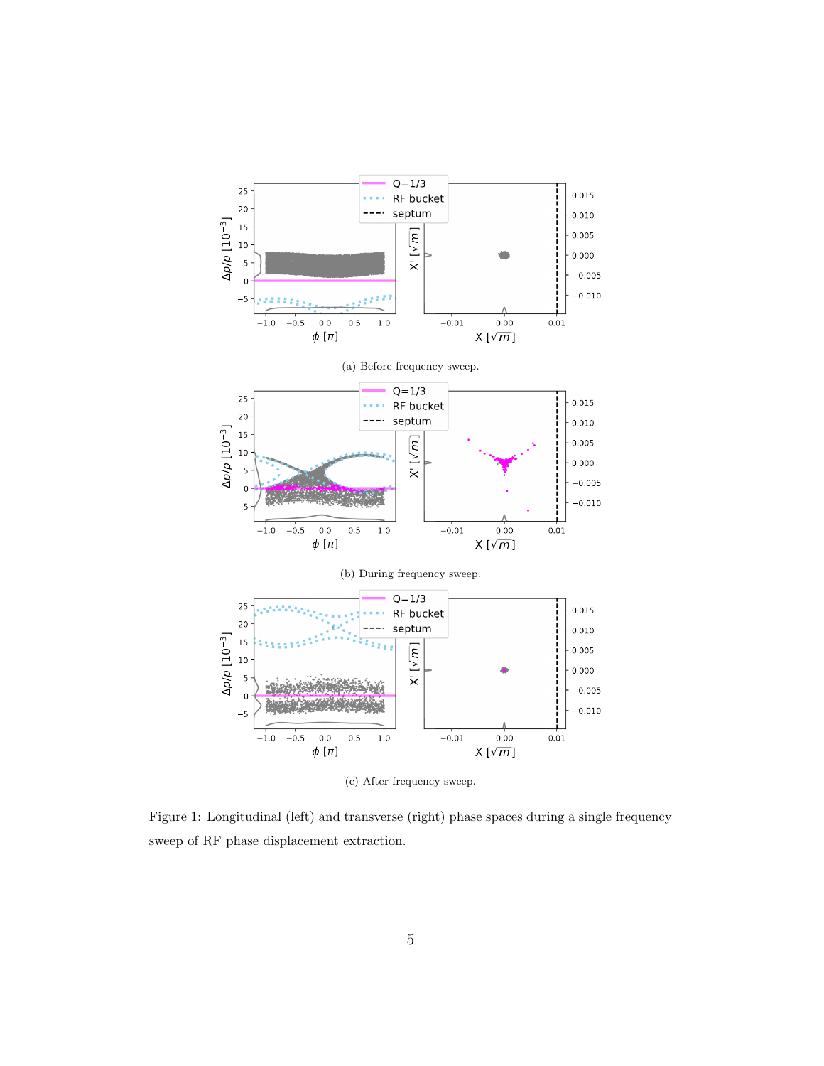(a) Before frequency sweep.

(b) During frequency sweep.

(c) After frequency sweep.

Figure 1: Longitudinal (left) and transverse (right) phase spaces during a single frequency sweep of RF phase displacement extraction.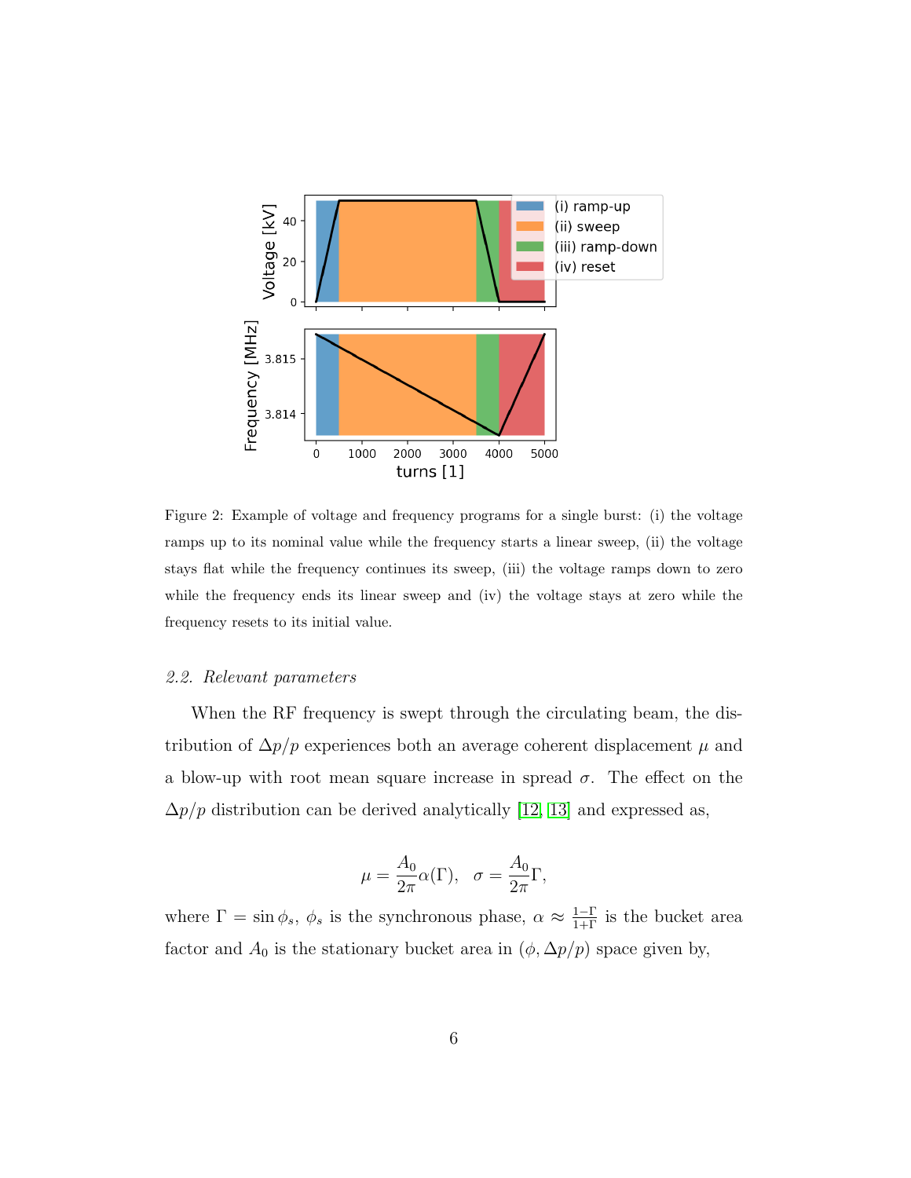Figure 2: Example of voltage and frequency programs for a single burst: (i) the voltage ramps up to its nominal value while the frequency starts a linear sweep, (ii) the voltage stays flat while the frequency continues its sweep, (iii) the voltage ramps down to zero while the frequency ends its linear sweep and (iv) the voltage stays at zero while the frequency resets to its initial value.

### *2.2. Relevant parameters*

When the RF frequency is swept through the circulating beam, the distribution of $\Delta p/p$ experiences both an average coherent displacement $\mu$ and a blow-up with root mean square increase in spread $\sigma$. The effect on the $\Delta p/p$ distribution can be derived analytically [12, 13] and expressed as,

$$\mu = \frac{A_0}{2\pi}\alpha(\Gamma), \quad \sigma = \frac{A_0}{2\pi}\Gamma,$$

where $\Gamma = \sin\phi_s$, $\phi_s$ is the synchronous phase, $\alpha \approx \frac{1-\Gamma}{1+\Gamma}$ is the bucket area factor and $A_0$ is the stationary bucket area in $(\phi, \Delta p/p)$ space given by,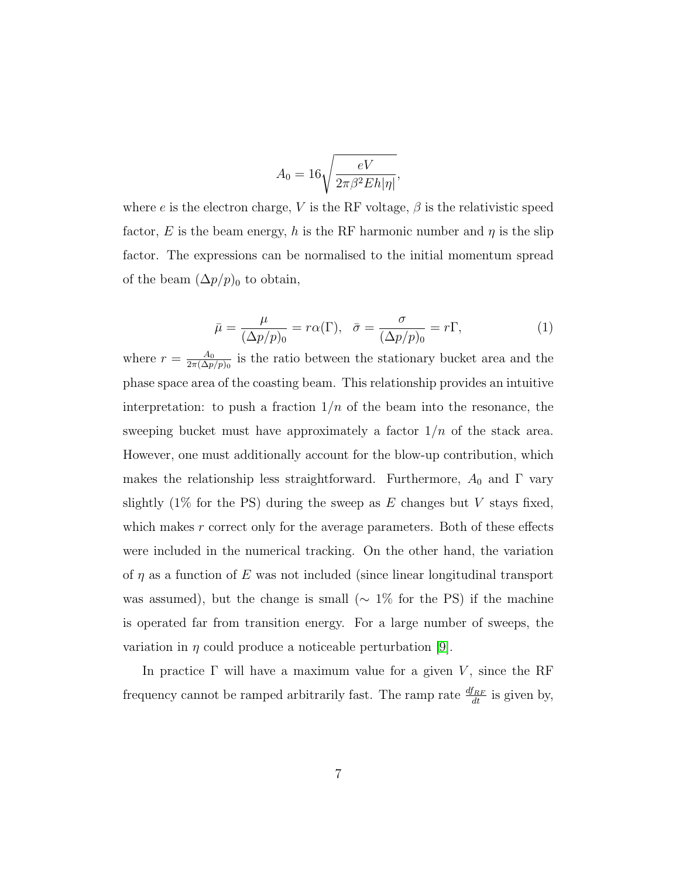$$A_0 = 16\sqrt{\frac{eV}{2\pi\beta^2 E h|\eta|}},$$

where $e$ is the electron charge, $V$ is the RF voltage, $\beta$ is the relativistic speed factor, $E$ is the beam energy, $h$ is the RF harmonic number and $\eta$ is the slip factor. The expressions can be normalised to the initial momentum spread of the beam $(\Delta p/p)_0$ to obtain,

$$\bar{\mu} = \frac{\mu}{(\Delta p/p)_0} = r\alpha(\Gamma), \quad \bar{\sigma} = \frac{\sigma}{(\Delta p/p)_0} = r\Gamma, \tag{1}$$

where $r = \frac{A_0}{2\pi(\Delta p/p)_0}$ is the ratio between the stationary bucket area and the phase space area of the coasting beam. This relationship provides an intuitive interpretation: to push a fraction $1/n$ of the beam into the resonance, the sweeping bucket must have approximately a factor $1/n$ of the stack area. However, one must additionally account for the blow-up contribution, which makes the relationship less straightforward. Furthermore, $A_0$ and $\Gamma$ vary slightly (1% for the PS) during the sweep as $E$ changes but $V$ stays fixed, which makes $r$ correct only for the average parameters. Both of these effects were included in the numerical tracking. On the other hand, the variation of $\eta$ as a function of $E$ was not included (since linear longitudinal transport was assumed), but the change is small ($\sim$ 1% for the PS) if the machine is operated far from transition energy. For a large number of sweeps, the variation in $\eta$ could produce a noticeable perturbation [9].

In practice $\Gamma$ will have a maximum value for a given $V$, since the RF frequency cannot be ramped arbitrarily fast. The ramp rate $\frac{df_{RF}}{dt}$ is given by,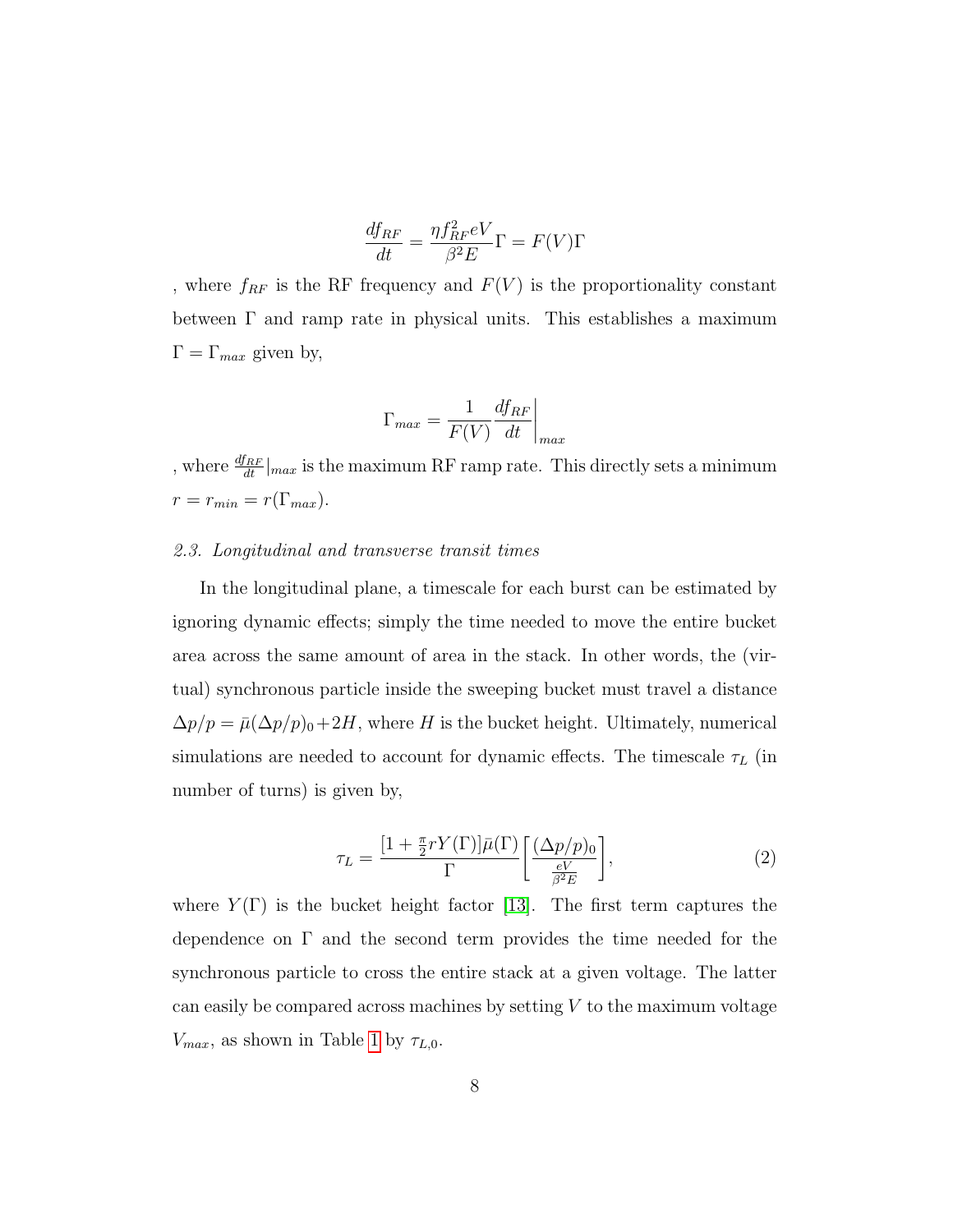$$\frac{df_{RF}}{dt} = \frac{\eta f_{RF}^2 eV}{\beta^2 E}\Gamma = F(V)\Gamma$$

, where $f_{RF}$ is the RF frequency and $F(V)$ is the proportionality constant between $\Gamma$ and ramp rate in physical units. This establishes a maximum $\Gamma = \Gamma_{max}$ given by,

$$\Gamma_{max} = \frac{1}{F(V)} \frac{df_{RF}}{dt}\bigg|_{max}$$

, where $\frac{df_{RF}}{dt}|_{max}$ is the maximum RF ramp rate. This directly sets a minimum $r = r_{min} = r(\Gamma_{max})$.

### *2.3. Longitudinal and transverse transit times*

In the longitudinal plane, a timescale for each burst can be estimated by ignoring dynamic effects; simply the time needed to move the entire bucket area across the same amount of area in the stack. In other words, the (virtual) synchronous particle inside the sweeping bucket must travel a distance $\Delta p/p = \bar{\mu}(\Delta p/p)_0 + 2H$, where $H$ is the bucket height. Ultimately, numerical simulations are needed to account for dynamic effects. The timescale $\tau_L$ (in number of turns) is given by,

$$\tau_L = \frac{[1 + \frac{\pi}{2} r Y(\Gamma)]\bar{\mu}(\Gamma)}{\Gamma}\left[\frac{(\Delta p/p)_0}{\frac{eV}{\beta^2 E}}\right], \tag{2}$$

where $Y(\Gamma)$ is the bucket height factor [13]. The first term captures the dependence on $\Gamma$ and the second term provides the time needed for the synchronous particle to cross the entire stack at a given voltage. The latter can easily be compared across machines by setting $V$ to the maximum voltage $V_{max}$, as shown in Table 1 by $\tau_{L,0}$.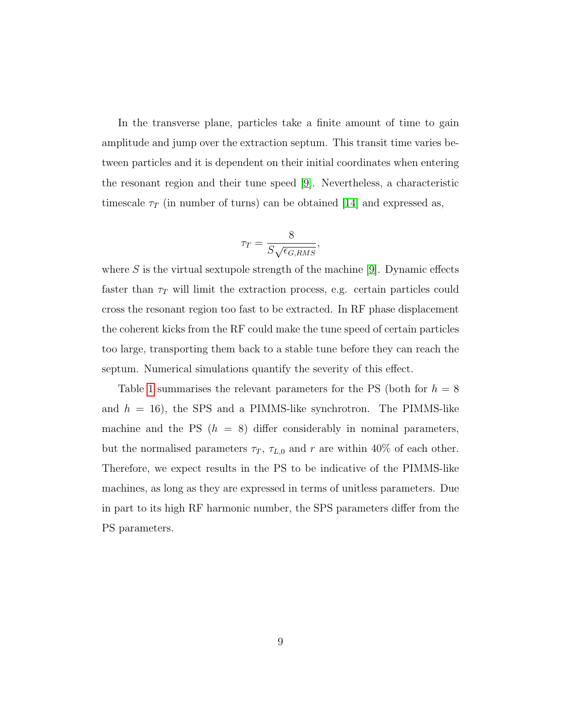In the transverse plane, particles take a finite amount of time to gain amplitude and jump over the extraction septum. This transit time varies between particles and it is dependent on their initial coordinates when entering the resonant region and their tune speed [9]. Nevertheless, a characteristic timescale $\tau_T$ (in number of turns) can be obtained [14] and expressed as,

$$\tau_T = \frac{8}{S\sqrt{\epsilon_{G,RMS}}},$$

where $S$ is the virtual sextupole strength of the machine [9]. Dynamic effects faster than $\tau_T$ will limit the extraction process, e.g. certain particles could cross the resonant region too fast to be extracted. In RF phase displacement the coherent kicks from the RF could make the tune speed of certain particles too large, transporting them back to a stable tune before they can reach the septum. Numerical simulations quantify the severity of this effect.

Table 1 summarises the relevant parameters for the PS (both for $h = 8$ and $h = 16$), the SPS and a PIMMS-like synchrotron. The PIMMS-like machine and the PS ($h = 8$) differ considerably in nominal parameters, but the normalised parameters $\tau_T$, $\tau_{L,0}$ and $r$ are within 40% of each other. Therefore, we expect results in the PS to be indicative of the PIMMS-like machines, as long as they are expressed in terms of unitless parameters. Due in part to its high RF harmonic number, the SPS parameters differ from the PS parameters.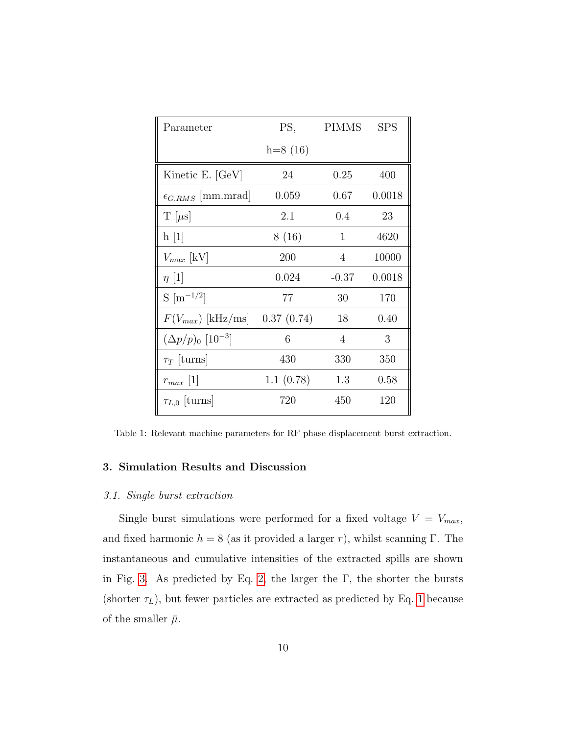| Parameter | PS, h=8 (16) | PIMMS | SPS |
|---|---|---|---|
| Kinetic E. [GeV] | 24 | 0.25 | 400 |
| $\epsilon_{G,RMS}$ [mm.mrad] | 0.059 | 0.67 | 0.0018 |
| T [$\mu$s] | 2.1 | 0.4 | 23 |
| h [1] | 8 (16) | 1 | 4620 |
| $V_{max}$ [kV] | 200 | 4 | 10000 |
| $\eta$ [1] | 0.024 | -0.37 | 0.0018 |
| S [$\mathrm{m}^{-1/2}$] | 77 | 30 | 170 |
| $F(V_{max})$ [kHz/ms] | 0.37 (0.74) | 18 | 0.40 |
| $(\Delta p/p)_0$ [$10^{-3}$] | 6 | 4 | 3 |
| $\tau_T$ [turns] | 430 | 330 | 350 |
| $r_{max}$ [1] | 1.1 (0.78) | 1.3 | 0.58 |
| $\tau_{L,0}$ [turns] | 720 | 450 | 120 |

Table 1: Relevant machine parameters for RF phase displacement burst extraction.

## 3. Simulation Results and Discussion

### *3.1. Single burst extraction*

Single burst simulations were performed for a fixed voltage $V = V_{max}$, and fixed harmonic $h = 8$ (as it provided a larger $r$), whilst scanning $\Gamma$. The instantaneous and cumulative intensities of the extracted spills are shown in Fig. 3. As predicted by Eq. 2, the larger the $\Gamma$, the shorter the bursts (shorter $\tau_L$), but fewer particles are extracted as predicted by Eq. 1 because of the smaller $\bar{\mu}$.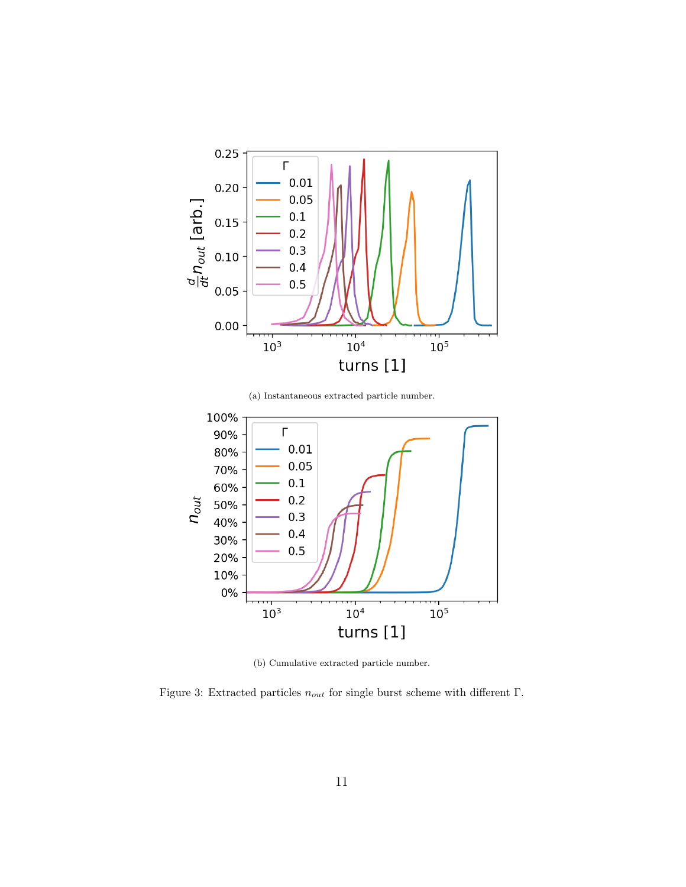(a) Instantaneous extracted particle number.

(b) Cumulative extracted particle number.

Figure 3: Extracted particles $n_{out}$ for single burst scheme with different $\Gamma$.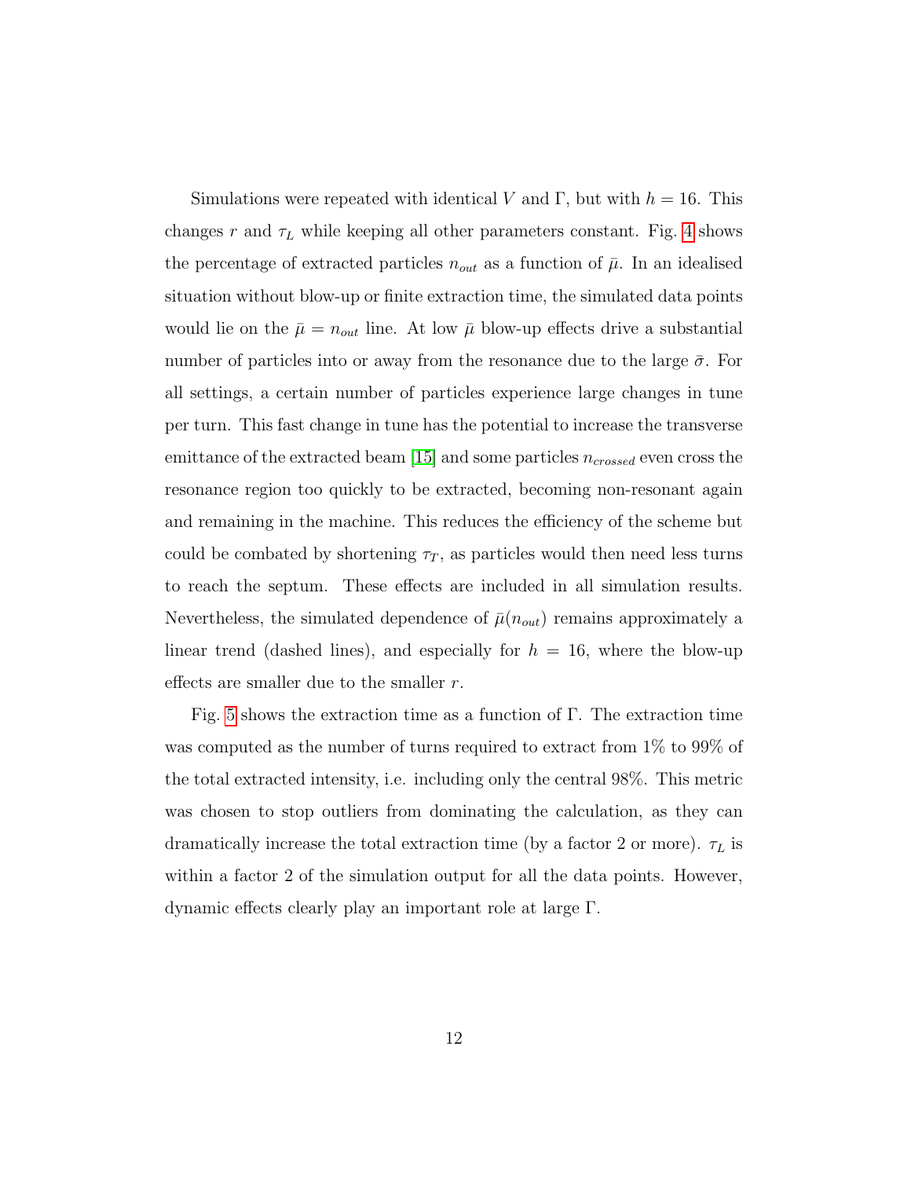Simulations were repeated with identical $V$ and $\Gamma$, but with $h = 16$. This changes $r$ and $\tau_L$ while keeping all other parameters constant. Fig. 4 shows the percentage of extracted particles $n_{out}$ as a function of $\bar{\mu}$. In an idealised situation without blow-up or finite extraction time, the simulated data points would lie on the $\bar{\mu} = n_{out}$ line. At low $\bar{\mu}$ blow-up effects drive a substantial number of particles into or away from the resonance due to the large $\bar{\sigma}$. For all settings, a certain number of particles experience large changes in tune per turn. This fast change in tune has the potential to increase the transverse emittance of the extracted beam [15] and some particles $n_{crossed}$ even cross the resonance region too quickly to be extracted, becoming non-resonant again and remaining in the machine. This reduces the efficiency of the scheme but could be combated by shortening $\tau_T$, as particles would then need less turns to reach the septum. These effects are included in all simulation results. Nevertheless, the simulated dependence of $\bar{\mu}(n_{out})$ remains approximately a linear trend (dashed lines), and especially for $h = 16$, where the blow-up effects are smaller due to the smaller $r$.

Fig. 5 shows the extraction time as a function of $\Gamma$. The extraction time was computed as the number of turns required to extract from 1% to 99% of the total extracted intensity, i.e. including only the central 98%. This metric was chosen to stop outliers from dominating the calculation, as they can dramatically increase the total extraction time (by a factor 2 or more). $\tau_L$ is within a factor 2 of the simulation output for all the data points. However, dynamic effects clearly play an important role at large $\Gamma$.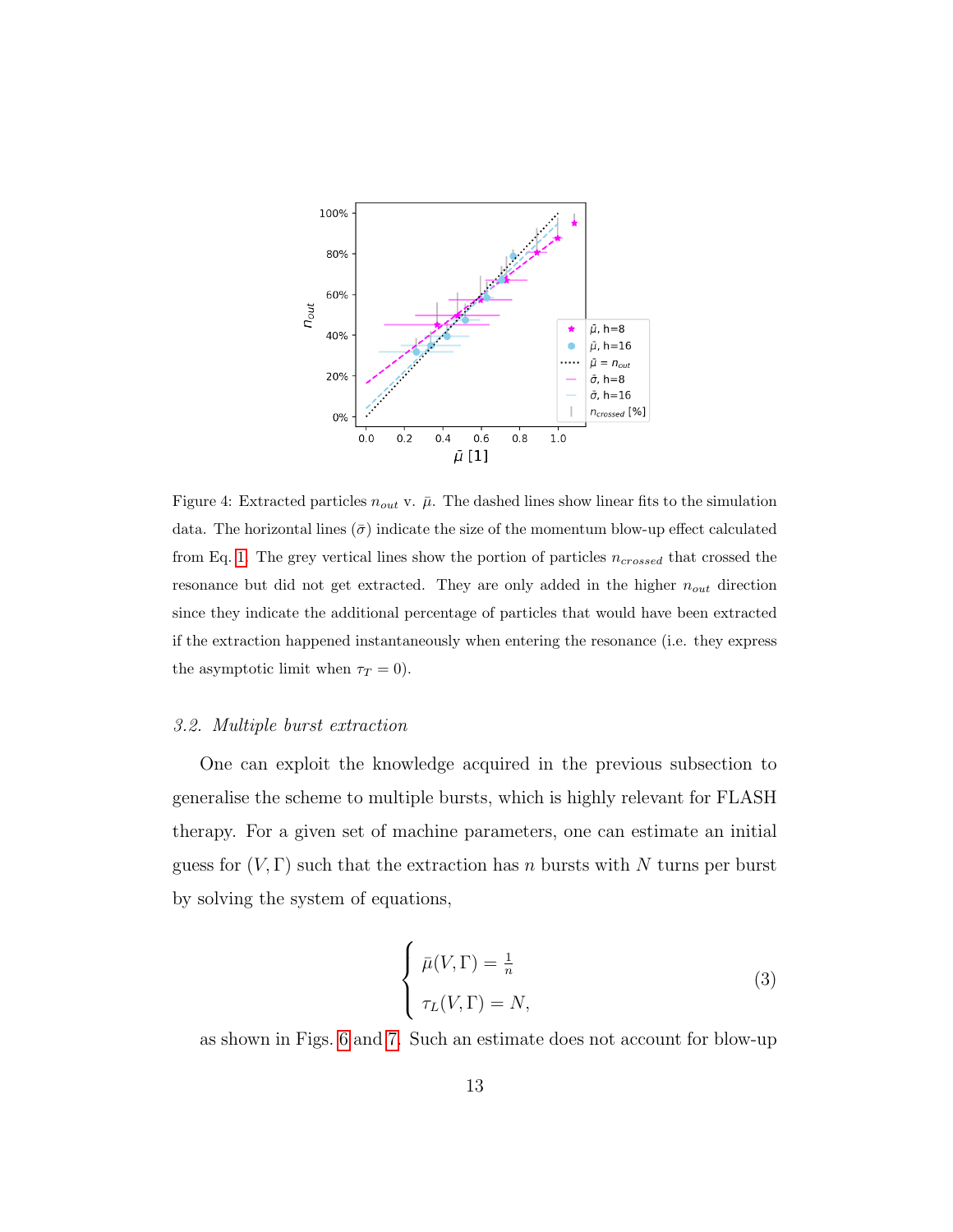Figure 4: Extracted particles $n_{out}$ v. $\bar{\mu}$. The dashed lines show linear fits to the simulation data. The horizontal lines ($\bar{\sigma}$) indicate the size of the momentum blow-up effect calculated from Eq. 1. The grey vertical lines show the portion of particles $n_{crossed}$ that crossed the resonance but did not get extracted. They are only added in the higher $n_{out}$ direction since they indicate the additional percentage of particles that would have been extracted if the extraction happened instantaneously when entering the resonance (i.e. they express the asymptotic limit when $\tau_T = 0$).

### 3.2. Multiple burst extraction

One can exploit the knowledge acquired in the previous subsection to generalise the scheme to multiple bursts, which is highly relevant for FLASH therapy. For a given set of machine parameters, one can estimate an initial guess for $(V, \Gamma)$ such that the extraction has $n$ bursts with $N$ turns per burst by solving the system of equations,

$$\begin{cases} \bar{\mu}(V, \Gamma) = \frac{1}{n} \\ \tau_L(V, \Gamma) = N, \end{cases} \tag{3}$$

as shown in Figs. 6 and 7. Such an estimate does not account for blow-up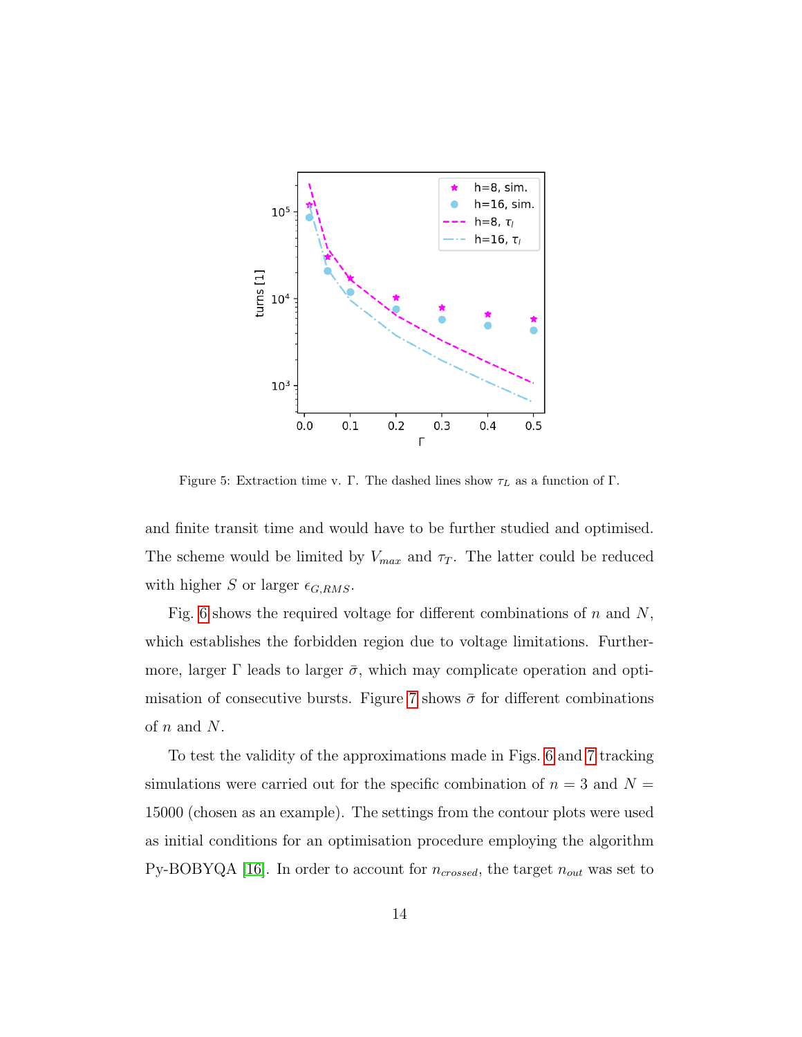Figure 5: Extraction time v. $\Gamma$. The dashed lines show $\tau_L$ as a function of $\Gamma$.

and finite transit time and would have to be further studied and optimised. The scheme would be limited by $V_{max}$ and $\tau_T$. The latter could be reduced with higher $S$ or larger $\epsilon_{G,RMS}$.

Fig. 6 shows the required voltage for different combinations of $n$ and $N$, which establishes the forbidden region due to voltage limitations. Furthermore, larger $\Gamma$ leads to larger $\bar{\sigma}$, which may complicate operation and optimisation of consecutive bursts. Figure 7 shows $\bar{\sigma}$ for different combinations of $n$ and $N$.

To test the validity of the approximations made in Figs. 6 and 7 tracking simulations were carried out for the specific combination of $n = 3$ and $N = 15000$ (chosen as an example). The settings from the contour plots were used as initial conditions for an optimisation procedure employing the algorithm Py-BOBYQA [16]. In order to account for $n_{crossed}$, the target $n_{out}$ was set to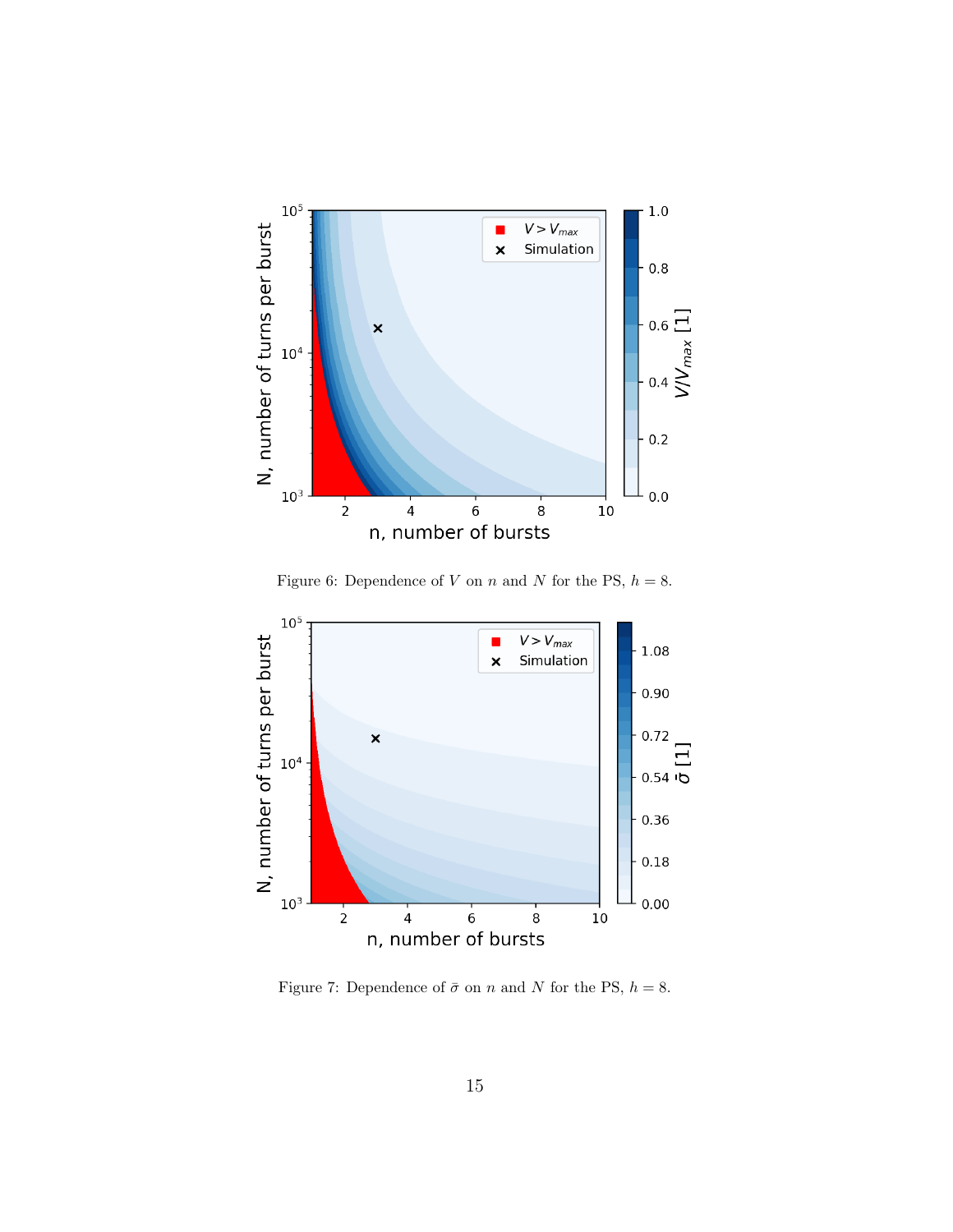Figure 6: Dependence of $V$ on $n$ and $N$ for the PS, $h = 8$.

Figure 7: Dependence of $\bar{\sigma}$ on $n$ and $N$ for the PS, $h = 8$.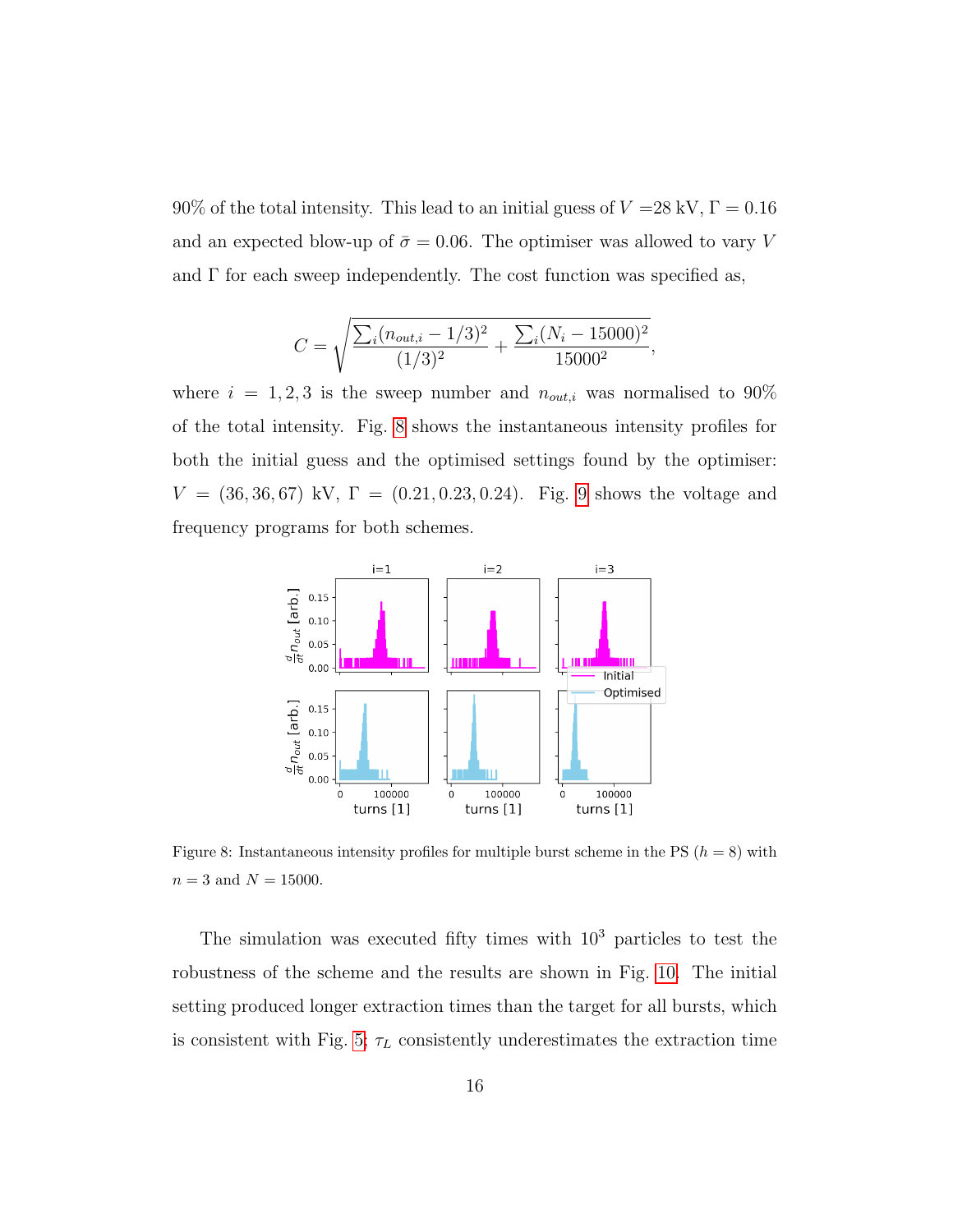90% of the total intensity. This lead to an initial guess of $V$ =28 kV, $\Gamma = 0.16$ and an expected blow-up of $\bar{\sigma} = 0.06$. The optimiser was allowed to vary $V$ and $\Gamma$ for each sweep independently. The cost function was specified as,

$$C = \sqrt{\frac{\sum_i (n_{out,i} - 1/3)^2}{(1/3)^2} + \frac{\sum_i (N_i - 15000)^2}{15000^2}},$$

where $i = 1, 2, 3$ is the sweep number and $n_{out,i}$ was normalised to 90% of the total intensity. Fig. 8 shows the instantaneous intensity profiles for both the initial guess and the optimised settings found by the optimiser: $V = (36, 36, 67)$ kV, $\Gamma = (0.21, 0.23, 0.24)$. Fig. 9 shows the voltage and frequency programs for both schemes.

Figure 8: Instantaneous intensity profiles for multiple burst scheme in the PS ($h = 8$) with $n = 3$ and $N = 15000$.

The simulation was executed fifty times with $10^3$ particles to test the robustness of the scheme and the results are shown in Fig. 10. The initial setting produced longer extraction times than the target for all bursts, which is consistent with Fig. 5; $\tau_L$ consistently underestimates the extraction time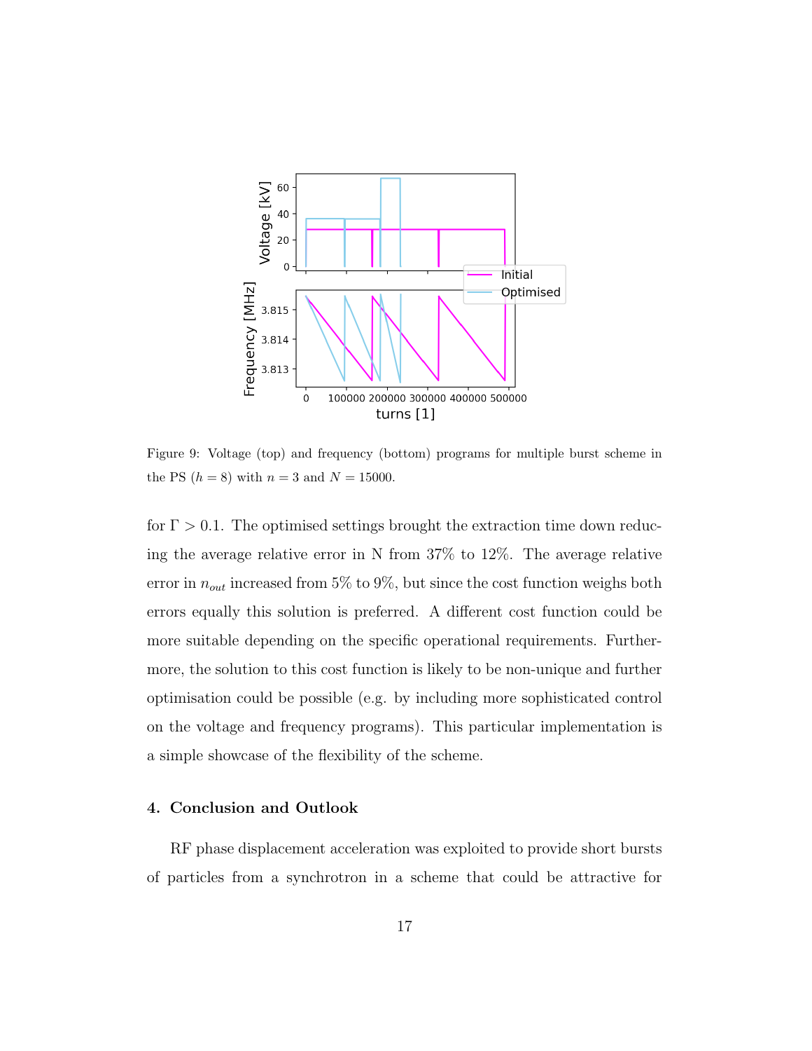Figure 9: Voltage (top) and frequency (bottom) programs for multiple burst scheme in the PS ($h = 8$) with $n = 3$ and $N = 15000$.

for $\Gamma > 0.1$. The optimised settings brought the extraction time down reducing the average relative error in N from 37% to 12%. The average relative error in $n_{out}$ increased from 5% to 9%, but since the cost function weighs both errors equally this solution is preferred. A different cost function could be more suitable depending on the specific operational requirements. Furthermore, the solution to this cost function is likely to be non-unique and further optimisation could be possible (e.g. by including more sophisticated control on the voltage and frequency programs). This particular implementation is a simple showcase of the flexibility of the scheme.

## 4. Conclusion and Outlook

RF phase displacement acceleration was exploited to provide short bursts of particles from a synchrotron in a scheme that could be attractive for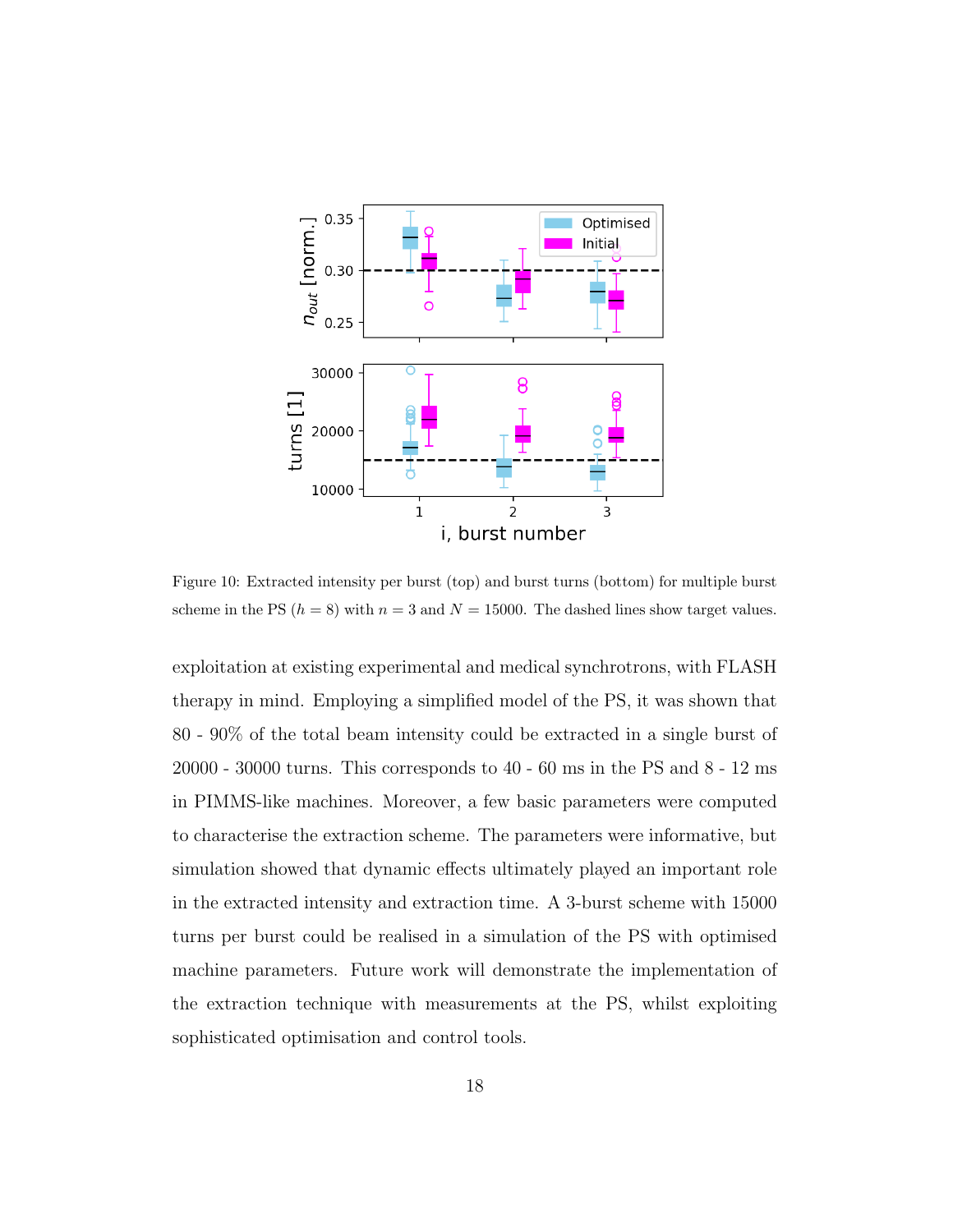Figure 10: Extracted intensity per burst (top) and burst turns (bottom) for multiple burst scheme in the PS ($h = 8$) with $n = 3$ and $N = 15000$. The dashed lines show target values.

exploitation at existing experimental and medical synchrotrons, with FLASH therapy in mind. Employing a simplified model of the PS, it was shown that 80 - 90% of the total beam intensity could be extracted in a single burst of 20000 - 30000 turns. This corresponds to 40 - 60 ms in the PS and 8 - 12 ms in PIMMS-like machines. Moreover, a few basic parameters were computed to characterise the extraction scheme. The parameters were informative, but simulation showed that dynamic effects ultimately played an important role in the extracted intensity and extraction time. A 3-burst scheme with 15000 turns per burst could be realised in a simulation of the PS with optimised machine parameters. Future work will demonstrate the implementation of the extraction technique with measurements at the PS, whilst exploiting sophisticated optimisation and control tools.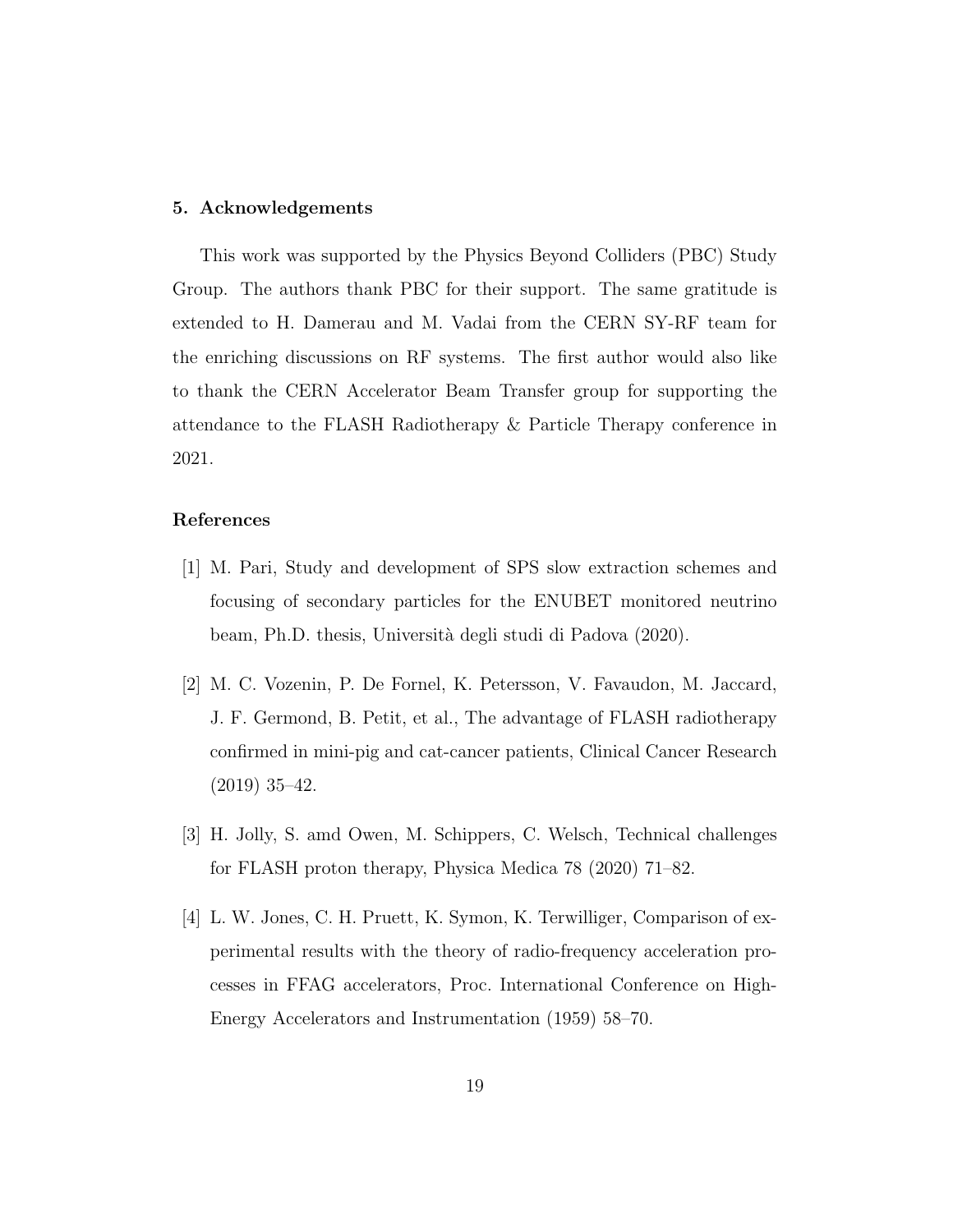## 5. Acknowledgements

This work was supported by the Physics Beyond Colliders (PBC) Study Group. The authors thank PBC for their support. The same gratitude is extended to H. Damerau and M. Vadai from the CERN SY-RF team for the enriching discussions on RF systems. The first author would also like to thank the CERN Accelerator Beam Transfer group for supporting the attendance to the FLASH Radiotherapy & Particle Therapy conference in 2021.

## References

[1] M. Pari, Study and development of SPS slow extraction schemes and focusing of secondary particles for the ENUBET monitored neutrino beam, Ph.D. thesis, Università degli studi di Padova (2020).

[2] M. C. Vozenin, P. De Fornel, K. Petersson, V. Favaudon, M. Jaccard, J. F. Germond, B. Petit, et al., The advantage of FLASH radiotherapy confirmed in mini-pig and cat-cancer patients, Clinical Cancer Research (2019) 35–42.

[3] H. Jolly, S. amd Owen, M. Schippers, C. Welsch, Technical challenges for FLASH proton therapy, Physica Medica 78 (2020) 71–82.

[4] L. W. Jones, C. H. Pruett, K. Symon, K. Terwilliger, Comparison of experimental results with the theory of radio-frequency acceleration processes in FFAG accelerators, Proc. International Conference on High-Energy Accelerators and Instrumentation (1959) 58–70.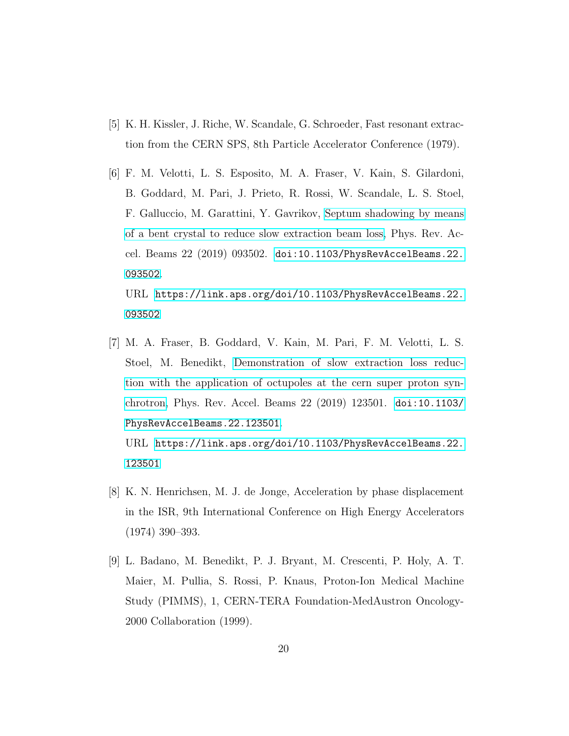[5] K. H. Kissler, J. Riche, W. Scandale, G. Schroeder, Fast resonant extraction from the CERN SPS, 8th Particle Accelerator Conference (1979).

[6] F. M. Velotti, L. S. Esposito, M. A. Fraser, V. Kain, S. Gilardoni, B. Goddard, M. Pari, J. Prieto, R. Rossi, W. Scandale, L. S. Stoel, F. Galluccio, M. Garattini, Y. Gavrikov, Septum shadowing by means of a bent crystal to reduce slow extraction beam loss, Phys. Rev. Accel. Beams 22 (2019) 093502. doi:10.1103/PhysRevAccelBeams.22.093502.
URL https://link.aps.org/doi/10.1103/PhysRevAccelBeams.22.093502

[7] M. A. Fraser, B. Goddard, V. Kain, M. Pari, F. M. Velotti, L. S. Stoel, M. Benedikt, Demonstration of slow extraction loss reduction with the application of octupoles at the cern super proton synchrotron, Phys. Rev. Accel. Beams 22 (2019) 123501. doi:10.1103/PhysRevAccelBeams.22.123501.
URL https://link.aps.org/doi/10.1103/PhysRevAccelBeams.22.123501

[8] K. N. Henrichsen, M. J. de Jonge, Acceleration by phase displacement in the ISR, 9th International Conference on High Energy Accelerators (1974) 390–393.

[9] L. Badano, M. Benedikt, P. J. Bryant, M. Crescenti, P. Holy, A. T. Maier, M. Pullia, S. Rossi, P. Knaus, Proton-Ion Medical Machine Study (PIMMS), 1, CERN-TERA Foundation-MedAustron Oncology-2000 Collaboration (1999).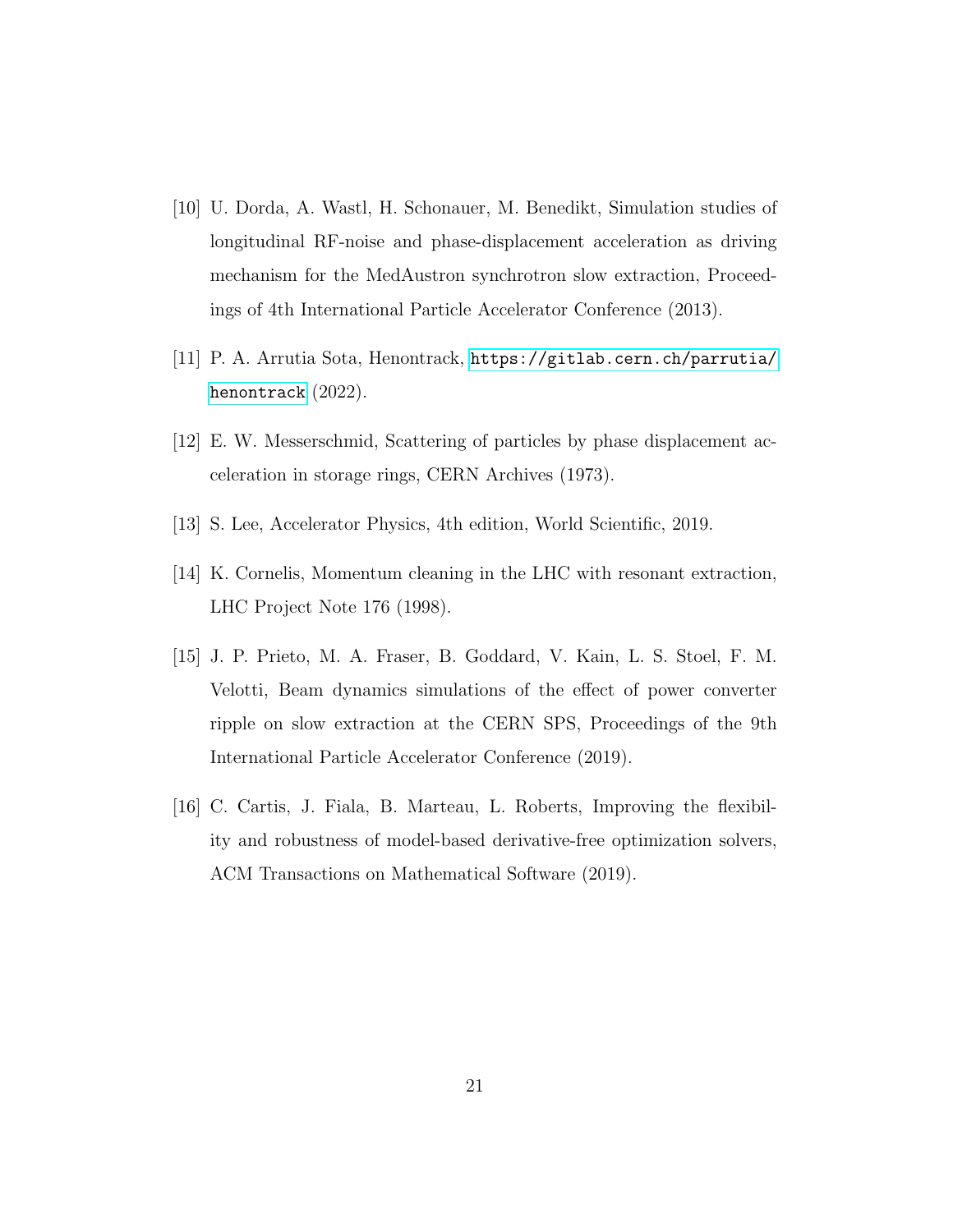[10] U. Dorda, A. Wastl, H. Schonauer, M. Benedikt, Simulation studies of longitudinal RF-noise and phase-displacement acceleration as driving mechanism for the MedAustron synchrotron slow extraction, Proceedings of 4th International Particle Accelerator Conference (2013).

[11] P. A. Arrutia Sota, Henontrack, https://gitlab.cern.ch/parrutia/henontrack (2022).

[12] E. W. Messerschmid, Scattering of particles by phase displacement acceleration in storage rings, CERN Archives (1973).

[13] S. Lee, Accelerator Physics, 4th edition, World Scientific, 2019.

[14] K. Cornelis, Momentum cleaning in the LHC with resonant extraction, LHC Project Note 176 (1998).

[15] J. P. Prieto, M. A. Fraser, B. Goddard, V. Kain, L. S. Stoel, F. M. Velotti, Beam dynamics simulations of the effect of power converter ripple on slow extraction at the CERN SPS, Proceedings of the 9th International Particle Accelerator Conference (2019).

[16] C. Cartis, J. Fiala, B. Marteau, L. Roberts, Improving the flexibility and robustness of model-based derivative-free optimization solvers, ACM Transactions on Mathematical Software (2019).